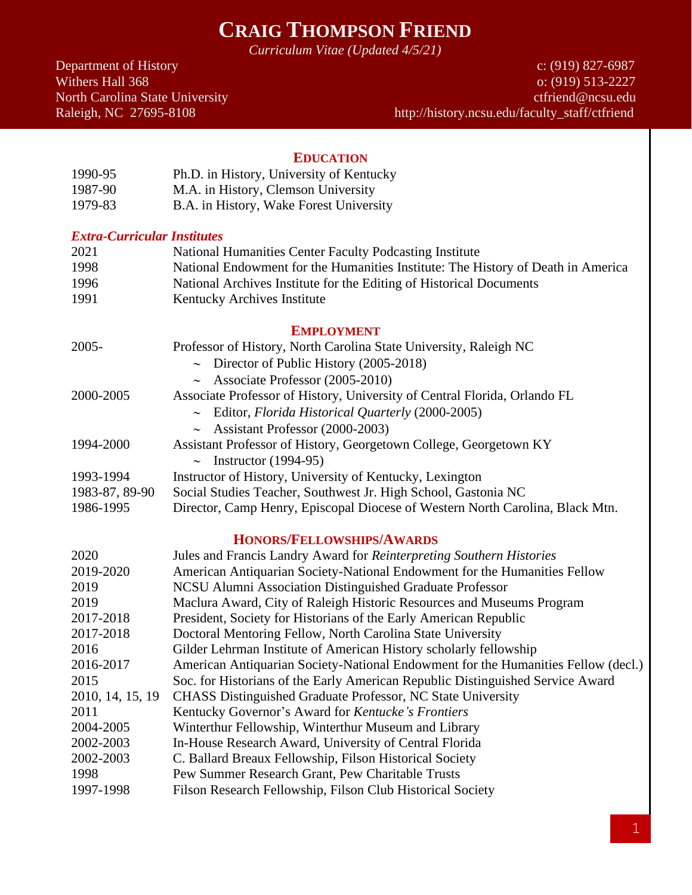# Craig Thompson Friend

*Curriculum Vitae (Updated 4/5/21)*

Department of History
Withers Hall 368
North Carolina State University
Raleigh, NC 27695-8108

c: (919) 827-6987
o: (919) 513-2227
ctfriend@ncsu.edu
http://history.ncsu.edu/faculty_staff/ctfriend

## Education

| | |
|---|---|
| 1990-95 | Ph.D. in History, University of Kentucky |
| 1987-90 | M.A. in History, Clemson University |
| 1979-83 | B.A. in History, Wake Forest University |

### *Extra-Curricular Institutes*

| | |
|---|---|
| 2021 | National Humanities Center Faculty Podcasting Institute |
| 1998 | National Endowment for the Humanities Institute: The History of Death in America |
| 1996 | National Archives Institute for the Editing of Historical Documents |
| 1991 | Kentucky Archives Institute |

## Employment

| | |
|---|---|
| 2005- | Professor of History, North Carolina State University, Raleigh NC |
| | ~ Director of Public History (2005-2018) |
| | ~ Associate Professor (2005-2010) |
| 2000-2005 | Associate Professor of History, University of Central Florida, Orlando FL |
| | ~ Editor, *Florida Historical Quarterly* (2000-2005) |
| | ~ Assistant Professor (2000-2003) |
| 1994-2000 | Assistant Professor of History, Georgetown College, Georgetown KY |
| | ~ Instructor (1994-95) |
| 1993-1994 | Instructor of History, University of Kentucky, Lexington |
| 1983-87, 89-90 | Social Studies Teacher, Southwest Jr. High School, Gastonia NC |
| 1986-1995 | Director, Camp Henry, Episcopal Diocese of Western North Carolina, Black Mtn. |

## Honors/Fellowships/Awards

| | |
|---|---|
| 2020 | Jules and Francis Landry Award for *Reinterpreting Southern Histories* |
| 2019-2020 | American Antiquarian Society-National Endowment for the Humanities Fellow |
| 2019 | NCSU Alumni Association Distinguished Graduate Professor |
| 2019 | Maclura Award, City of Raleigh Historic Resources and Museums Program |
| 2017-2018 | President, Society for Historians of the Early American Republic |
| 2017-2018 | Doctoral Mentoring Fellow, North Carolina State University |
| 2016 | Gilder Lehrman Institute of American History scholarly fellowship |
| 2016-2017 | American Antiquarian Society-National Endowment for the Humanities Fellow (decl.) |
| 2015 | Soc. for Historians of the Early American Republic Distinguished Service Award |
| 2010, 14, 15, 19 | CHASS Distinguished Graduate Professor, NC State University |
| 2011 | Kentucky Governor's Award for *Kentucke's Frontiers* |
| 2004-2005 | Winterthur Fellowship, Winterthur Museum and Library |
| 2002-2003 | In-House Research Award, University of Central Florida |
| 2002-2003 | C. Ballard Breaux Fellowship, Filson Historical Society |
| 1998 | Pew Summer Research Grant, Pew Charitable Trusts |
| 1997-1998 | Filson Research Fellowship, Filson Club Historical Society |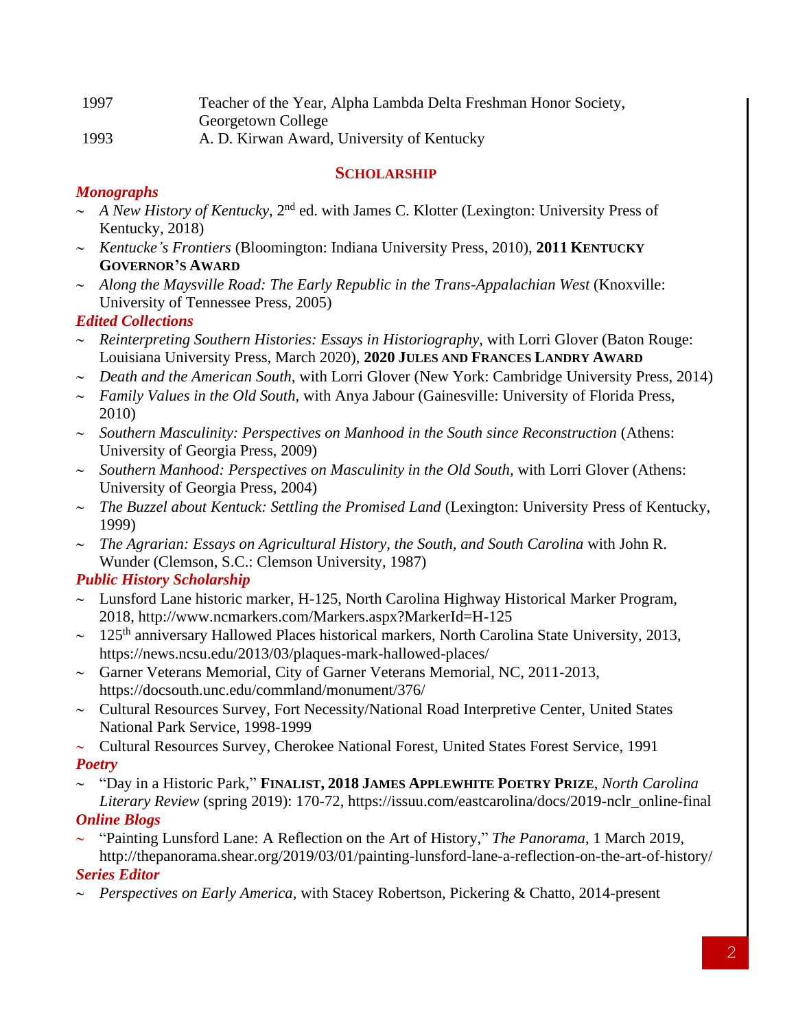| | |
|---|---|
| 1997 | Teacher of the Year, Alpha Lambda Delta Freshman Honor Society, Georgetown College |
| 1993 | A. D. Kirwan Award, University of Kentucky |

## SCHOLARSHIP

### *Monographs*

- *A New History of Kentucky*, 2nd ed. with James C. Klotter (Lexington: University Press of Kentucky, 2018)
- *Kentucke's Frontiers* (Bloomington: Indiana University Press, 2010), **2011 KENTUCKY GOVERNOR'S AWARD**
- *Along the Maysville Road: The Early Republic in the Trans-Appalachian West* (Knoxville: University of Tennessee Press, 2005)

### *Edited Collections*

- *Reinterpreting Southern Histories: Essays in Historiography,* with Lorri Glover (Baton Rouge: Louisiana University Press, March 2020), **2020 JULES AND FRANCES LANDRY AWARD**
- *Death and the American South,* with Lorri Glover (New York: Cambridge University Press, 2014)
- *Family Values in the Old South,* with Anya Jabour (Gainesville: University of Florida Press, 2010)
- *Southern Masculinity: Perspectives on Manhood in the South since Reconstruction* (Athens: University of Georgia Press, 2009)
- *Southern Manhood: Perspectives on Masculinity in the Old South,* with Lorri Glover (Athens: University of Georgia Press, 2004)
- *The Buzzel about Kentuck: Settling the Promised Land* (Lexington: University Press of Kentucky, 1999)
- *The Agrarian: Essays on Agricultural History, the South, and South Carolina* with John R. Wunder (Clemson, S.C.: Clemson University, 1987)

### *Public History Scholarship*

- Lunsford Lane historic marker, H-125, North Carolina Highway Historical Marker Program, 2018, http://www.ncmarkers.com/Markers.aspx?MarkerId=H-125
- 125th anniversary Hallowed Places historical markers, North Carolina State University, 2013, https://news.ncsu.edu/2013/03/plaques-mark-hallowed-places/
- Garner Veterans Memorial, City of Garner Veterans Memorial, NC, 2011-2013, https://docsouth.unc.edu/commland/monument/376/
- Cultural Resources Survey, Fort Necessity/National Road Interpretive Center, United States National Park Service, 1998-1999
- Cultural Resources Survey, Cherokee National Forest, United States Forest Service, 1991

### *Poetry*

- "Day in a Historic Park," **FINALIST, 2018 JAMES APPLEWHITE POETRY PRIZE**, *North Carolina Literary Review* (spring 2019): 170-72, https://issuu.com/eastcarolina/docs/2019-nclr_online-final

### *Online Blogs*

- "Painting Lunsford Lane: A Reflection on the Art of History," *The Panorama*, 1 March 2019, http://thepanorama.shear.org/2019/03/01/painting-lunsford-lane-a-reflection-on-the-art-of-history/

### *Series Editor*

- *Perspectives on Early America*, with Stacey Robertson, Pickering & Chatto, 2014-present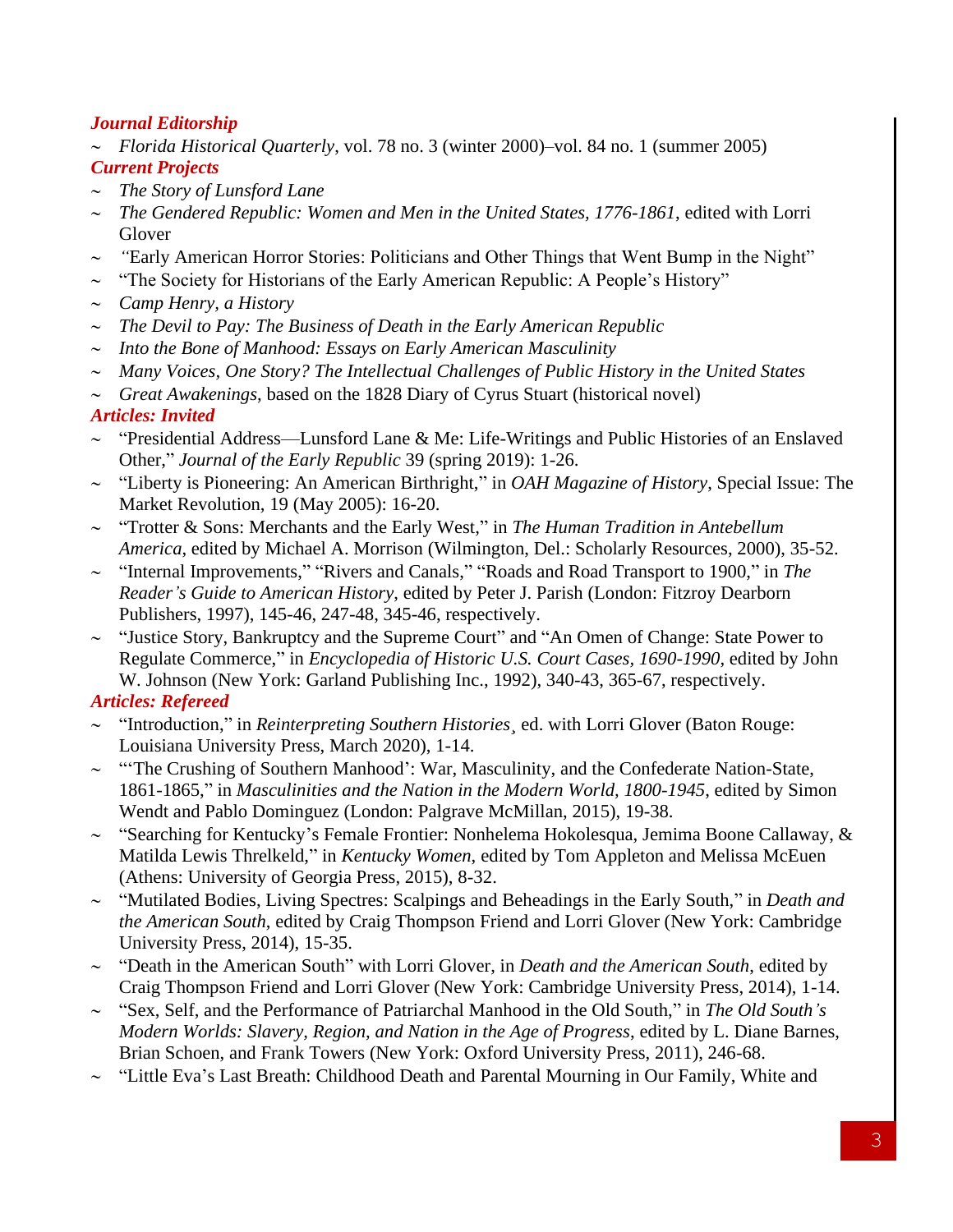### *Journal Editorship*

~ *Florida Historical Quarterly*, vol. 78 no. 3 (winter 2000)–vol. 84 no. 1 (summer 2005)

### *Current Projects*

~ *The Story of Lunsford Lane*
~ *The Gendered Republic: Women and Men in the United States, 1776-1861*, edited with Lorri Glover
~ *"*Early American Horror Stories: Politicians and Other Things that Went Bump in the Night"
~ "The Society for Historians of the Early American Republic: A People's History"
~ *Camp Henry, a History*
~ *The Devil to Pay: The Business of Death in the Early American Republic*
~ *Into the Bone of Manhood: Essays on Early American Masculinity*
~ *Many Voices, One Story? The Intellectual Challenges of Public History in the United States*
~ *Great Awakenings*, based on the 1828 Diary of Cyrus Stuart (historical novel)

### *Articles: Invited*

~ "Presidential Address—Lunsford Lane & Me: Life-Writings and Public Histories of an Enslaved Other," *Journal of the Early Republic* 39 (spring 2019): 1-26.
~ "Liberty is Pioneering: An American Birthright," in *OAH Magazine of History*, Special Issue: The Market Revolution, 19 (May 2005): 16-20.
~ "Trotter & Sons: Merchants and the Early West," in *The Human Tradition in Antebellum America*, edited by Michael A. Morrison (Wilmington, Del.: Scholarly Resources, 2000), 35-52.
~ "Internal Improvements," "Rivers and Canals," "Roads and Road Transport to 1900," in *The Reader's Guide to American History*, edited by Peter J. Parish (London: Fitzroy Dearborn Publishers, 1997), 145-46, 247-48, 345-46, respectively.
~ "Justice Story, Bankruptcy and the Supreme Court" and "An Omen of Change: State Power to Regulate Commerce," in *Encyclopedia of Historic U.S. Court Cases, 1690-1990*, edited by John W. Johnson (New York: Garland Publishing Inc., 1992), 340-43, 365-67, respectively.

### *Articles: Refereed*

~ "Introduction," in *Reinterpreting Southern Histories*¸ ed. with Lorri Glover (Baton Rouge: Louisiana University Press, March 2020), 1-14.
~ "'The Crushing of Southern Manhood': War, Masculinity, and the Confederate Nation-State, 1861-1865," in *Masculinities and the Nation in the Modern World, 1800-1945*, edited by Simon Wendt and Pablo Dominguez (London: Palgrave McMillan, 2015), 19-38.
~ "Searching for Kentucky's Female Frontier: Nonhelema Hokolesqua, Jemima Boone Callaway, & Matilda Lewis Threlkeld," in *Kentucky Women*, edited by Tom Appleton and Melissa McEuen (Athens: University of Georgia Press, 2015), 8-32.
~ "Mutilated Bodies, Living Spectres: Scalpings and Beheadings in the Early South," in *Death and the American South*, edited by Craig Thompson Friend and Lorri Glover (New York: Cambridge University Press, 2014), 15-35.
~ "Death in the American South" with Lorri Glover, in *Death and the American South*, edited by Craig Thompson Friend and Lorri Glover (New York: Cambridge University Press, 2014), 1-14.
~ "Sex, Self, and the Performance of Patriarchal Manhood in the Old South," in *The Old South's Modern Worlds: Slavery, Region, and Nation in the Age of Progress*, edited by L. Diane Barnes, Brian Schoen, and Frank Towers (New York: Oxford University Press, 2011), 246-68.
~ "Little Eva's Last Breath: Childhood Death and Parental Mourning in Our Family, White and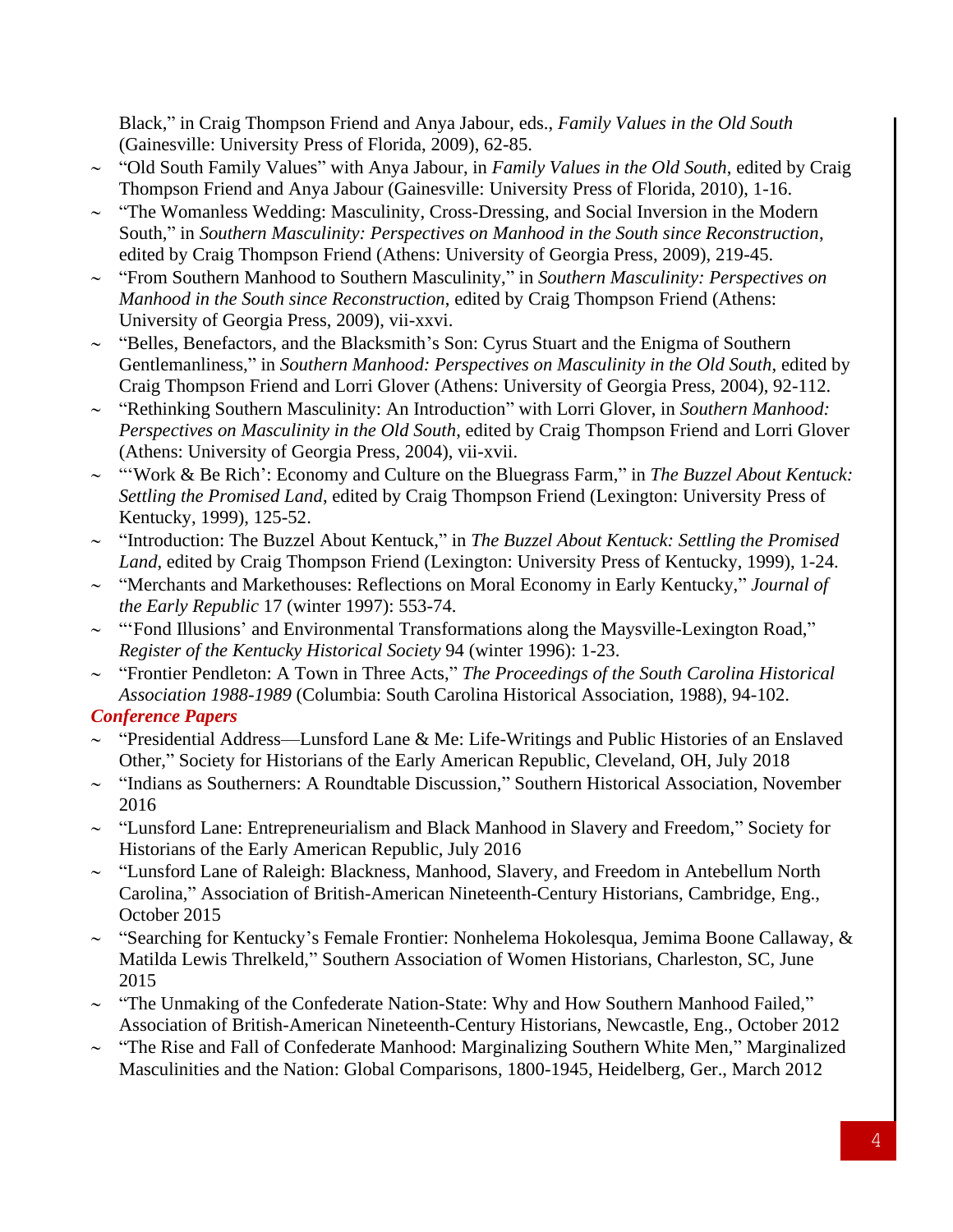Black," in Craig Thompson Friend and Anya Jabour, eds., *Family Values in the Old South* (Gainesville: University Press of Florida, 2009), 62-85.

- "Old South Family Values" with Anya Jabour, in *Family Values in the Old South*, edited by Craig Thompson Friend and Anya Jabour (Gainesville: University Press of Florida, 2010), 1-16.
- "The Womanless Wedding: Masculinity, Cross-Dressing, and Social Inversion in the Modern South," in *Southern Masculinity: Perspectives on Manhood in the South since Reconstruction*, edited by Craig Thompson Friend (Athens: University of Georgia Press, 2009), 219-45.
- "From Southern Manhood to Southern Masculinity," in *Southern Masculinity: Perspectives on Manhood in the South since Reconstruction*, edited by Craig Thompson Friend (Athens: University of Georgia Press, 2009), vii-xxvi.
- "Belles, Benefactors, and the Blacksmith's Son: Cyrus Stuart and the Enigma of Southern Gentlemanliness," in *Southern Manhood: Perspectives on Masculinity in the Old South*, edited by Craig Thompson Friend and Lorri Glover (Athens: University of Georgia Press, 2004), 92-112.
- "Rethinking Southern Masculinity: An Introduction" with Lorri Glover, in *Southern Manhood: Perspectives on Masculinity in the Old South*, edited by Craig Thompson Friend and Lorri Glover (Athens: University of Georgia Press, 2004), vii-xvii.
- "'Work & Be Rich': Economy and Culture on the Bluegrass Farm," in *The Buzzel About Kentuck: Settling the Promised Land*, edited by Craig Thompson Friend (Lexington: University Press of Kentucky, 1999), 125-52.
- "Introduction: The Buzzel About Kentuck," in *The Buzzel About Kentuck: Settling the Promised Land*, edited by Craig Thompson Friend (Lexington: University Press of Kentucky, 1999), 1-24.
- "Merchants and Markethouses: Reflections on Moral Economy in Early Kentucky," *Journal of the Early Republic* 17 (winter 1997): 553-74.
- "'Fond Illusions' and Environmental Transformations along the Maysville-Lexington Road," *Register of the Kentucky Historical Society* 94 (winter 1996): 1-23.
- "Frontier Pendleton: A Town in Three Acts," *The Proceedings of the South Carolina Historical Association 1988-1989* (Columbia: South Carolina Historical Association, 1988), 94-102.

### *Conference Papers*

- "Presidential Address—Lunsford Lane & Me: Life-Writings and Public Histories of an Enslaved Other," Society for Historians of the Early American Republic, Cleveland, OH, July 2018
- "Indians as Southerners: A Roundtable Discussion," Southern Historical Association, November 2016
- "Lunsford Lane: Entrepreneurialism and Black Manhood in Slavery and Freedom," Society for Historians of the Early American Republic, July 2016
- "Lunsford Lane of Raleigh: Blackness, Manhood, Slavery, and Freedom in Antebellum North Carolina," Association of British-American Nineteenth-Century Historians, Cambridge, Eng., October 2015
- "Searching for Kentucky's Female Frontier: Nonhelema Hokolesqua, Jemima Boone Callaway, & Matilda Lewis Threlkeld," Southern Association of Women Historians, Charleston, SC, June 2015
- "The Unmaking of the Confederate Nation-State: Why and How Southern Manhood Failed," Association of British-American Nineteenth-Century Historians, Newcastle, Eng., October 2012
- "The Rise and Fall of Confederate Manhood: Marginalizing Southern White Men," Marginalized Masculinities and the Nation: Global Comparisons, 1800-1945, Heidelberg, Ger., March 2012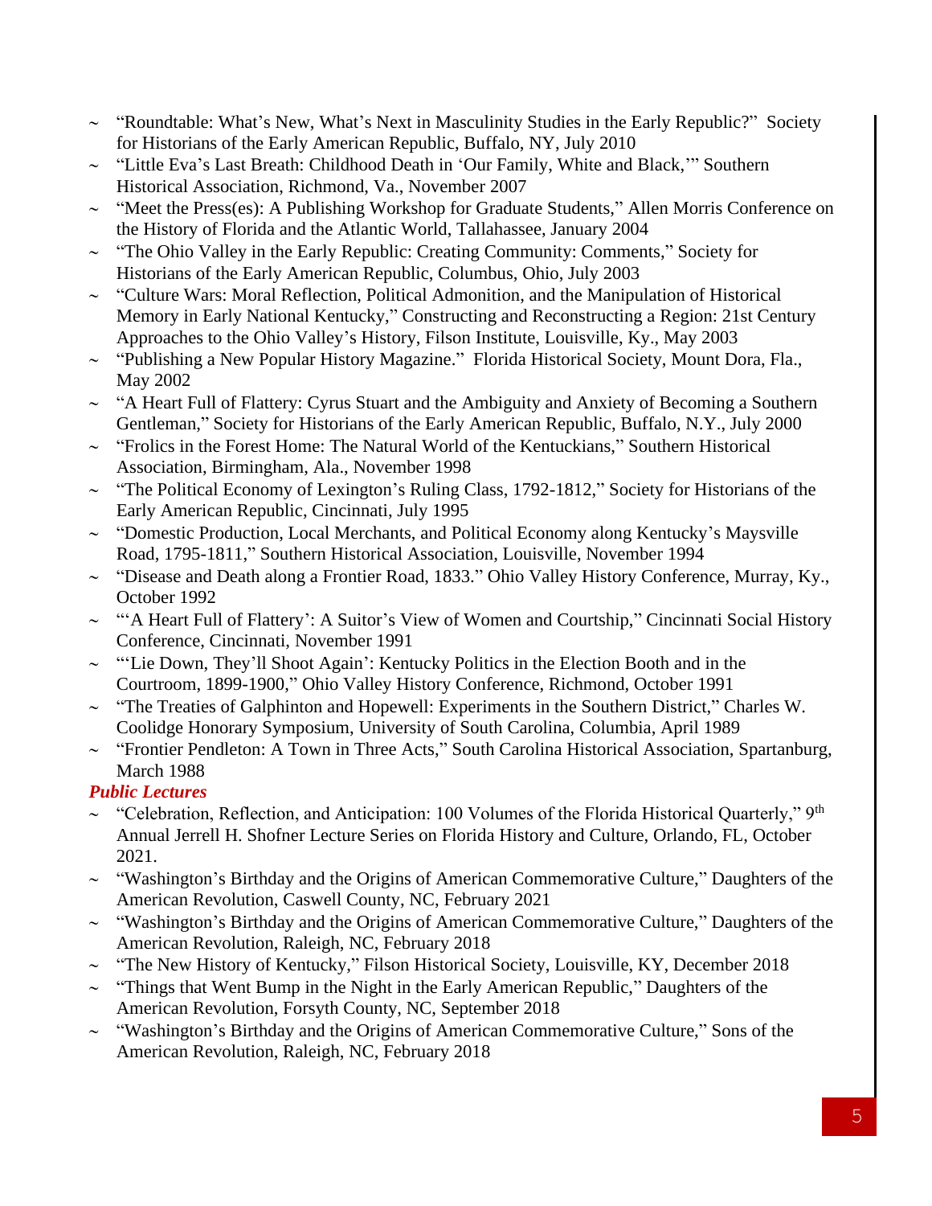- "Roundtable: What's New, What's Next in Masculinity Studies in the Early Republic?" Society for Historians of the Early American Republic, Buffalo, NY, July 2010
- "Little Eva's Last Breath: Childhood Death in 'Our Family, White and Black,'" Southern Historical Association, Richmond, Va., November 2007
- "Meet the Press(es): A Publishing Workshop for Graduate Students," Allen Morris Conference on the History of Florida and the Atlantic World, Tallahassee, January 2004
- "The Ohio Valley in the Early Republic: Creating Community: Comments," Society for Historians of the Early American Republic, Columbus, Ohio, July 2003
- "Culture Wars: Moral Reflection, Political Admonition, and the Manipulation of Historical Memory in Early National Kentucky," Constructing and Reconstructing a Region: 21st Century Approaches to the Ohio Valley's History, Filson Institute, Louisville, Ky., May 2003
- "Publishing a New Popular History Magazine." Florida Historical Society, Mount Dora, Fla., May 2002
- "A Heart Full of Flattery: Cyrus Stuart and the Ambiguity and Anxiety of Becoming a Southern Gentleman," Society for Historians of the Early American Republic, Buffalo, N.Y., July 2000
- "Frolics in the Forest Home: The Natural World of the Kentuckians," Southern Historical Association, Birmingham, Ala., November 1998
- "The Political Economy of Lexington's Ruling Class, 1792-1812," Society for Historians of the Early American Republic, Cincinnati, July 1995
- "Domestic Production, Local Merchants, and Political Economy along Kentucky's Maysville Road, 1795-1811," Southern Historical Association, Louisville, November 1994
- "Disease and Death along a Frontier Road, 1833." Ohio Valley History Conference, Murray, Ky., October 1992
- "'A Heart Full of Flattery': A Suitor's View of Women and Courtship," Cincinnati Social History Conference, Cincinnati, November 1991
- "'Lie Down, They'll Shoot Again': Kentucky Politics in the Election Booth and in the Courtroom, 1899-1900," Ohio Valley History Conference, Richmond, October 1991
- "The Treaties of Galphinton and Hopewell: Experiments in the Southern District," Charles W. Coolidge Honorary Symposium, University of South Carolina, Columbia, April 1989
- "Frontier Pendleton: A Town in Three Acts," South Carolina Historical Association, Spartanburg, March 1988

### *Public Lectures*

- "Celebration, Reflection, and Anticipation: 100 Volumes of the Florida Historical Quarterly," 9th Annual Jerrell H. Shofner Lecture Series on Florida History and Culture, Orlando, FL, October 2021.
- "Washington's Birthday and the Origins of American Commemorative Culture," Daughters of the American Revolution, Caswell County, NC, February 2021
- "Washington's Birthday and the Origins of American Commemorative Culture," Daughters of the American Revolution, Raleigh, NC, February 2018
- "The New History of Kentucky," Filson Historical Society, Louisville, KY, December 2018
- "Things that Went Bump in the Night in the Early American Republic," Daughters of the American Revolution, Forsyth County, NC, September 2018
- "Washington's Birthday and the Origins of American Commemorative Culture," Sons of the American Revolution, Raleigh, NC, February 2018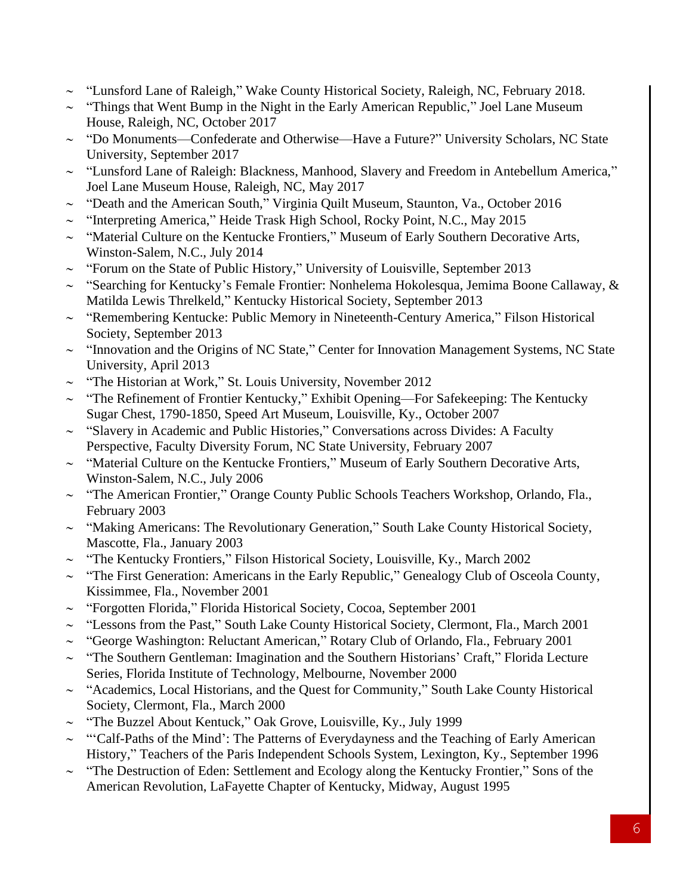- "Lunsford Lane of Raleigh," Wake County Historical Society, Raleigh, NC, February 2018.
- "Things that Went Bump in the Night in the Early American Republic," Joel Lane Museum House, Raleigh, NC, October 2017
- "Do Monuments—Confederate and Otherwise—Have a Future?" University Scholars, NC State University, September 2017
- "Lunsford Lane of Raleigh: Blackness, Manhood, Slavery and Freedom in Antebellum America," Joel Lane Museum House, Raleigh, NC, May 2017
- "Death and the American South," Virginia Quilt Museum, Staunton, Va., October 2016
- "Interpreting America," Heide Trask High School, Rocky Point, N.C., May 2015
- "Material Culture on the Kentucke Frontiers," Museum of Early Southern Decorative Arts, Winston-Salem, N.C., July 2014
- "Forum on the State of Public History," University of Louisville, September 2013
- "Searching for Kentucky's Female Frontier: Nonhelema Hokolesqua, Jemima Boone Callaway, & Matilda Lewis Threlkeld," Kentucky Historical Society, September 2013
- "Remembering Kentucke: Public Memory in Nineteenth-Century America," Filson Historical Society, September 2013
- "Innovation and the Origins of NC State," Center for Innovation Management Systems, NC State University, April 2013
- "The Historian at Work," St. Louis University, November 2012
- "The Refinement of Frontier Kentucky," Exhibit Opening—For Safekeeping: The Kentucky Sugar Chest, 1790-1850, Speed Art Museum, Louisville, Ky., October 2007
- "Slavery in Academic and Public Histories," Conversations across Divides: A Faculty Perspective, Faculty Diversity Forum, NC State University, February 2007
- "Material Culture on the Kentucke Frontiers," Museum of Early Southern Decorative Arts, Winston-Salem, N.C., July 2006
- "The American Frontier," Orange County Public Schools Teachers Workshop, Orlando, Fla., February 2003
- "Making Americans: The Revolutionary Generation," South Lake County Historical Society, Mascotte, Fla., January 2003
- "The Kentucky Frontiers," Filson Historical Society, Louisville, Ky., March 2002
- "The First Generation: Americans in the Early Republic," Genealogy Club of Osceola County, Kissimmee, Fla., November 2001
- "Forgotten Florida," Florida Historical Society, Cocoa, September 2001
- "Lessons from the Past," South Lake County Historical Society, Clermont, Fla., March 2001
- "George Washington: Reluctant American," Rotary Club of Orlando, Fla., February 2001
- "The Southern Gentleman: Imagination and the Southern Historians' Craft," Florida Lecture Series, Florida Institute of Technology, Melbourne, November 2000
- "Academics, Local Historians, and the Quest for Community," South Lake County Historical Society, Clermont, Fla., March 2000
- "The Buzzel About Kentuck," Oak Grove, Louisville, Ky., July 1999
- "'Calf-Paths of the Mind': The Patterns of Everydayness and the Teaching of Early American History," Teachers of the Paris Independent Schools System, Lexington, Ky., September 1996
- "The Destruction of Eden: Settlement and Ecology along the Kentucky Frontier," Sons of the American Revolution, LaFayette Chapter of Kentucky, Midway, August 1995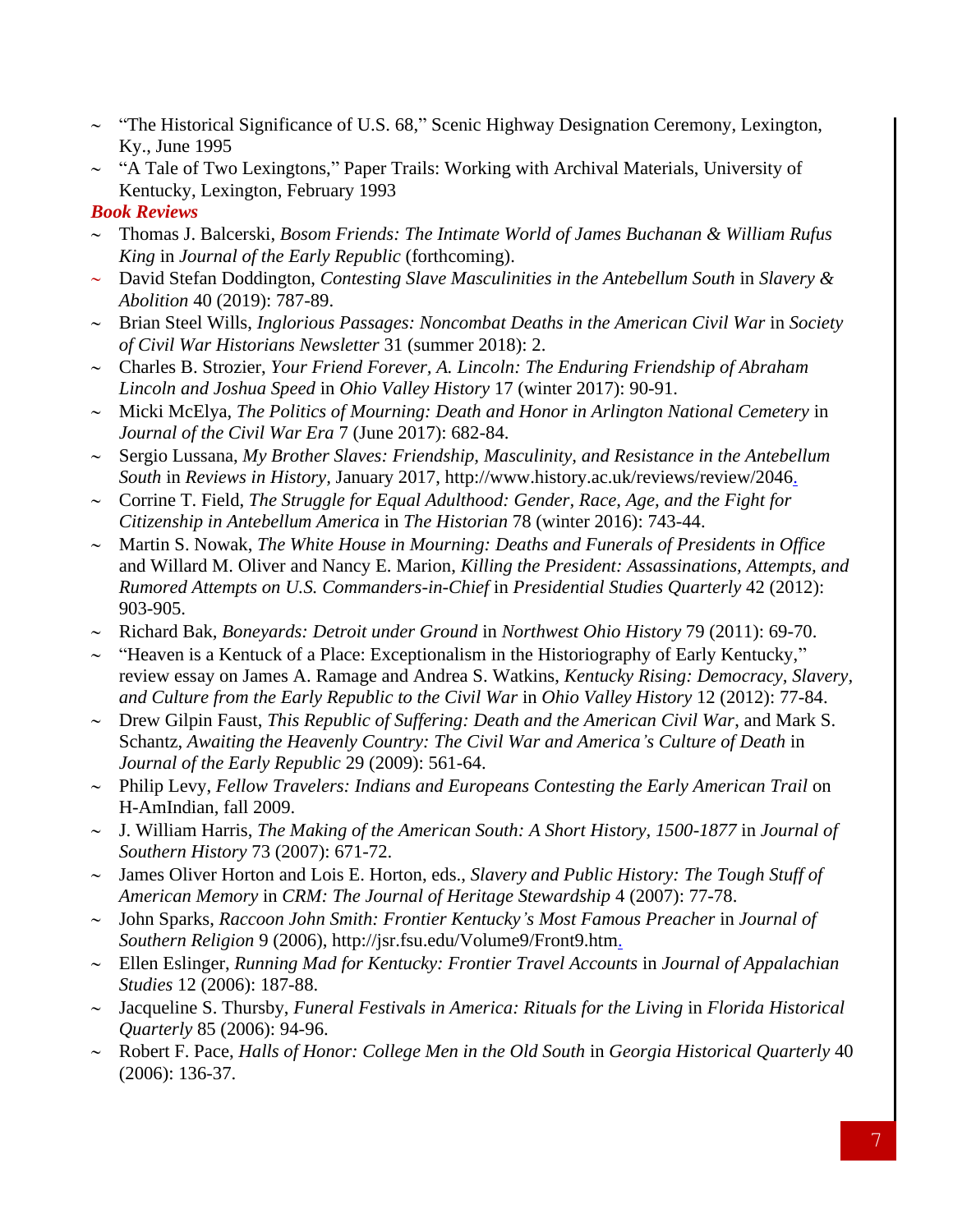- "The Historical Significance of U.S. 68," Scenic Highway Designation Ceremony, Lexington, Ky., June 1995
- "A Tale of Two Lexingtons," Paper Trails: Working with Archival Materials, University of Kentucky, Lexington, February 1993

### *Book Reviews*

- Thomas J. Balcerski, *Bosom Friends: The Intimate World of James Buchanan & William Rufus King* in *Journal of the Early Republic* (forthcoming).
- David Stefan Doddington, *Contesting Slave Masculinities in the Antebellum South* in *Slavery & Abolition* 40 (2019): 787-89.
- Brian Steel Wills, *Inglorious Passages: Noncombat Deaths in the American Civil War* in *Society of Civil War Historians Newsletter* 31 (summer 2018): 2.
- Charles B. Strozier, *Your Friend Forever, A. Lincoln: The Enduring Friendship of Abraham Lincoln and Joshua Speed* in *Ohio Valley History* 17 (winter 2017): 90-91.
- Micki McElya, *The Politics of Mourning: Death and Honor in Arlington National Cemetery* in *Journal of the Civil War Era* 7 (June 2017): 682-84.
- Sergio Lussana, *My Brother Slaves: Friendship, Masculinity, and Resistance in the Antebellum South* in *Reviews in History*, January 2017, http://www.history.ac.uk/reviews/review/2046.
- Corrine T. Field, *The Struggle for Equal Adulthood: Gender, Race, Age, and the Fight for Citizenship in Antebellum America* in *The Historian* 78 (winter 2016): 743-44.
- Martin S. Nowak, *The White House in Mourning: Deaths and Funerals of Presidents in Office* and Willard M. Oliver and Nancy E. Marion, *Killing the President: Assassinations, Attempts, and Rumored Attempts on U.S. Commanders-in-Chief* in *Presidential Studies Quarterly* 42 (2012): 903-905.
- Richard Bak, *Boneyards: Detroit under Ground* in *Northwest Ohio History* 79 (2011): 69-70.
- "Heaven is a Kentuck of a Place: Exceptionalism in the Historiography of Early Kentucky," review essay on James A. Ramage and Andrea S. Watkins, *Kentucky Rising: Democracy, Slavery, and Culture from the Early Republic to the Civil War* in *Ohio Valley History* 12 (2012): 77-84.
- Drew Gilpin Faust, *This Republic of Suffering: Death and the American Civil War*, and Mark S. Schantz, *Awaiting the Heavenly Country: The Civil War and America's Culture of Death* in *Journal of the Early Republic* 29 (2009): 561-64.
- Philip Levy, *Fellow Travelers: Indians and Europeans Contesting the Early American Trail* on H-AmIndian, fall 2009.
- J. William Harris, *The Making of the American South: A Short History, 1500-1877* in *Journal of Southern History* 73 (2007): 671-72.
- James Oliver Horton and Lois E. Horton, eds., *Slavery and Public History: The Tough Stuff of American Memory* in *CRM: The Journal of Heritage Stewardship* 4 (2007): 77-78.
- John Sparks, *Raccoon John Smith: Frontier Kentucky's Most Famous Preacher* in *Journal of Southern Religion* 9 (2006), http://jsr.fsu.edu/Volume9/Front9.htm.
- Ellen Eslinger, *Running Mad for Kentucky: Frontier Travel Accounts* in *Journal of Appalachian Studies* 12 (2006): 187-88.
- Jacqueline S. Thursby, *Funeral Festivals in America: Rituals for the Living* in *Florida Historical Quarterly* 85 (2006): 94-96.
- Robert F. Pace, *Halls of Honor: College Men in the Old South* in *Georgia Historical Quarterly* 40 (2006): 136-37.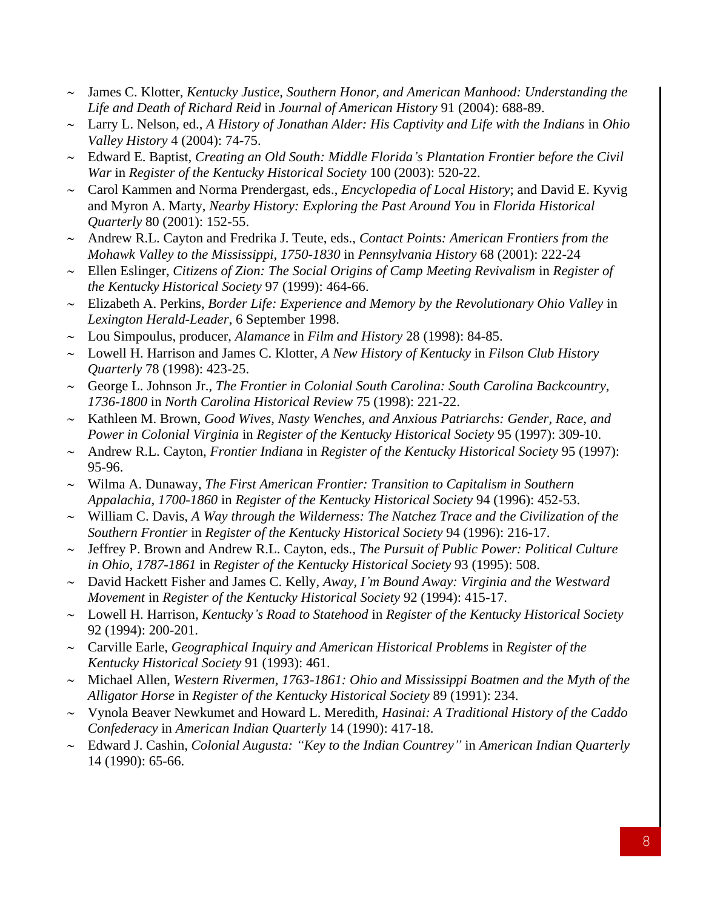- James C. Klotter, *Kentucky Justice, Southern Honor, and American Manhood: Understanding the Life and Death of Richard Reid* in *Journal of American History* 91 (2004): 688-89.
- Larry L. Nelson, ed., *A History of Jonathan Alder: His Captivity and Life with the Indians* in *Ohio Valley History* 4 (2004): 74-75.
- Edward E. Baptist, *Creating an Old South: Middle Florida's Plantation Frontier before the Civil War* in *Register of the Kentucky Historical Society* 100 (2003): 520-22.
- Carol Kammen and Norma Prendergast, eds., *Encyclopedia of Local History*; and David E. Kyvig and Myron A. Marty, *Nearby History: Exploring the Past Around You* in *Florida Historical Quarterly* 80 (2001): 152-55.
- Andrew R.L. Cayton and Fredrika J. Teute, eds., *Contact Points: American Frontiers from the Mohawk Valley to the Mississippi, 1750-1830* in *Pennsylvania History* 68 (2001): 222-24
- Ellen Eslinger, *Citizens of Zion: The Social Origins of Camp Meeting Revivalism* in *Register of the Kentucky Historical Society* 97 (1999): 464-66.
- Elizabeth A. Perkins, *Border Life: Experience and Memory by the Revolutionary Ohio Valley* in *Lexington Herald-Leader*, 6 September 1998.
- Lou Simpoulus, producer, *Alamance* in *Film and History* 28 (1998): 84-85.
- Lowell H. Harrison and James C. Klotter, *A New History of Kentucky* in *Filson Club History Quarterly* 78 (1998): 423-25.
- George L. Johnson Jr., *The Frontier in Colonial South Carolina: South Carolina Backcountry, 1736-1800* in *North Carolina Historical Review* 75 (1998): 221-22.
- Kathleen M. Brown, *Good Wives, Nasty Wenches, and Anxious Patriarchs: Gender, Race, and Power in Colonial Virginia* in *Register of the Kentucky Historical Society* 95 (1997): 309-10.
- Andrew R.L. Cayton, *Frontier Indiana* in *Register of the Kentucky Historical Society* 95 (1997): 95-96.
- Wilma A. Dunaway, *The First American Frontier: Transition to Capitalism in Southern Appalachia, 1700-1860* in *Register of the Kentucky Historical Society* 94 (1996): 452-53.
- William C. Davis, *A Way through the Wilderness: The Natchez Trace and the Civilization of the Southern Frontier* in *Register of the Kentucky Historical Society* 94 (1996): 216-17.
- Jeffrey P. Brown and Andrew R.L. Cayton, eds., *The Pursuit of Public Power: Political Culture in Ohio, 1787-1861* in *Register of the Kentucky Historical Society* 93 (1995): 508.
- David Hackett Fisher and James C. Kelly, *Away, I'm Bound Away: Virginia and the Westward Movement* in *Register of the Kentucky Historical Society* 92 (1994): 415-17.
- Lowell H. Harrison, *Kentucky's Road to Statehood* in *Register of the Kentucky Historical Society* 92 (1994): 200-201.
- Carville Earle, *Geographical Inquiry and American Historical Problems* in *Register of the Kentucky Historical Society* 91 (1993): 461.
- Michael Allen, *Western Rivermen, 1763-1861: Ohio and Mississippi Boatmen and the Myth of the Alligator Horse* in *Register of the Kentucky Historical Society* 89 (1991): 234.
- Vynola Beaver Newkumet and Howard L. Meredith, *Hasinai: A Traditional History of the Caddo Confederacy* in *American Indian Quarterly* 14 (1990): 417-18.
- Edward J. Cashin, *Colonial Augusta: "Key to the Indian Countrey"* in *American Indian Quarterly* 14 (1990): 65-66.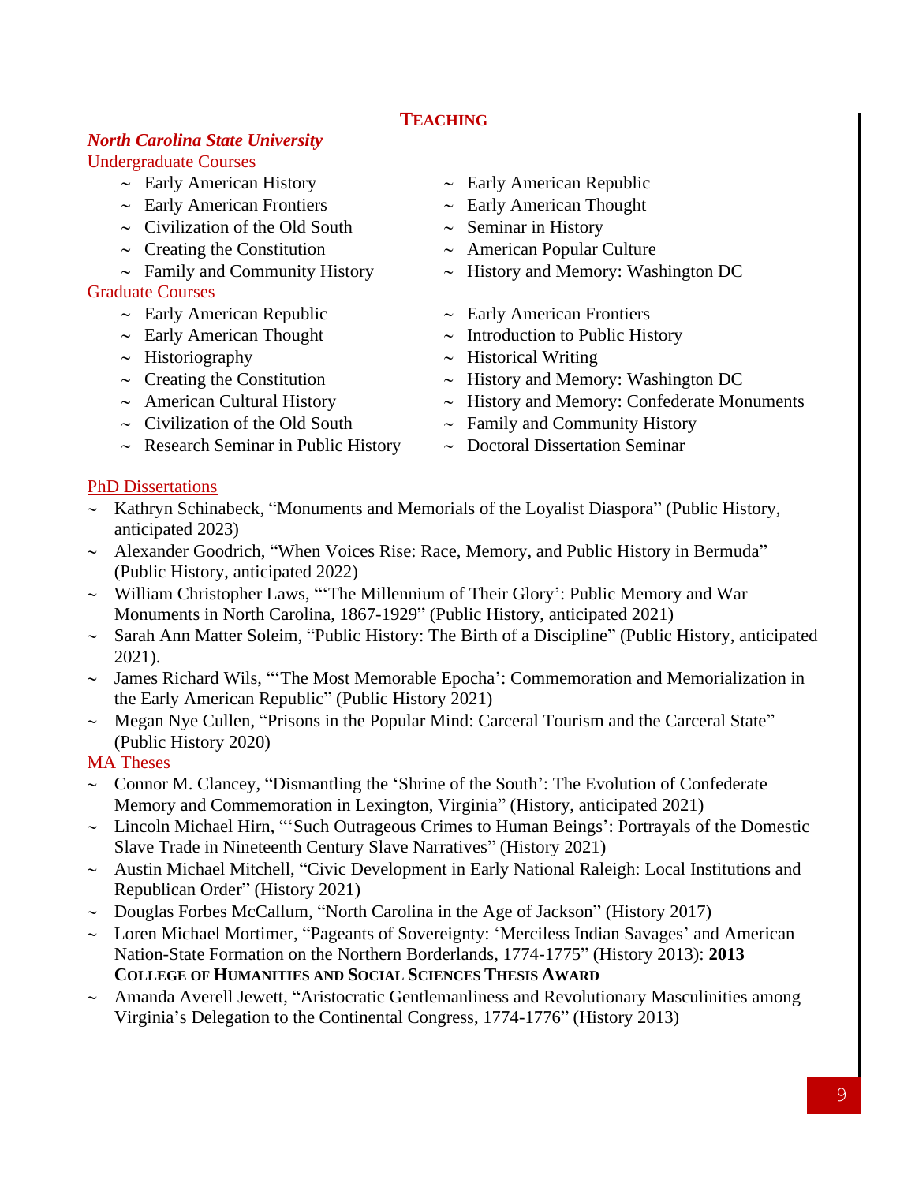## TEACHING

### *North Carolina State University*

Undergraduate Courses

- Early American History
- Early American Frontiers
- Civilization of the Old South
- Creating the Constitution
- Family and Community History
- Early American Republic
- Early American Thought
- Seminar in History
- American Popular Culture
- History and Memory: Washington DC

Graduate Courses

- Early American Republic
- Early American Thought
- Historiography
- Creating the Constitution
- American Cultural History
- Civilization of the Old South
- Research Seminar in Public History
- Early American Frontiers
- Introduction to Public History
- Historical Writing
- History and Memory: Washington DC
- History and Memory: Confederate Monuments
- Family and Community History
- Doctoral Dissertation Seminar

PhD Dissertations

- Kathryn Schinabeck, "Monuments and Memorials of the Loyalist Diaspora" (Public History, anticipated 2023)
- Alexander Goodrich, "When Voices Rise: Race, Memory, and Public History in Bermuda" (Public History, anticipated 2022)
- William Christopher Laws, "'The Millennium of Their Glory': Public Memory and War Monuments in North Carolina, 1867-1929" (Public History, anticipated 2021)
- Sarah Ann Matter Soleim, "Public History: The Birth of a Discipline" (Public History, anticipated 2021).
- James Richard Wils, "'The Most Memorable Epocha': Commemoration and Memorialization in the Early American Republic" (Public History 2021)
- Megan Nye Cullen, "Prisons in the Popular Mind: Carceral Tourism and the Carceral State" (Public History 2020)

MA Theses

- Connor M. Clancey, "Dismantling the 'Shrine of the South': The Evolution of Confederate Memory and Commemoration in Lexington, Virginia" (History, anticipated 2021)
- Lincoln Michael Hirn, "'Such Outrageous Crimes to Human Beings': Portrayals of the Domestic Slave Trade in Nineteenth Century Slave Narratives" (History 2021)
- Austin Michael Mitchell, "Civic Development in Early National Raleigh: Local Institutions and Republican Order" (History 2021)
- Douglas Forbes McCallum, "North Carolina in the Age of Jackson" (History 2017)
- Loren Michael Mortimer, "Pageants of Sovereignty: 'Merciless Indian Savages' and American Nation-State Formation on the Northern Borderlands, 1774-1775" (History 2013): **2013 COLLEGE OF HUMANITIES AND SOCIAL SCIENCES THESIS AWARD**
- Amanda Averell Jewett, "Aristocratic Gentlemanliness and Revolutionary Masculinities among Virginia's Delegation to the Continental Congress, 1774-1776" (History 2013)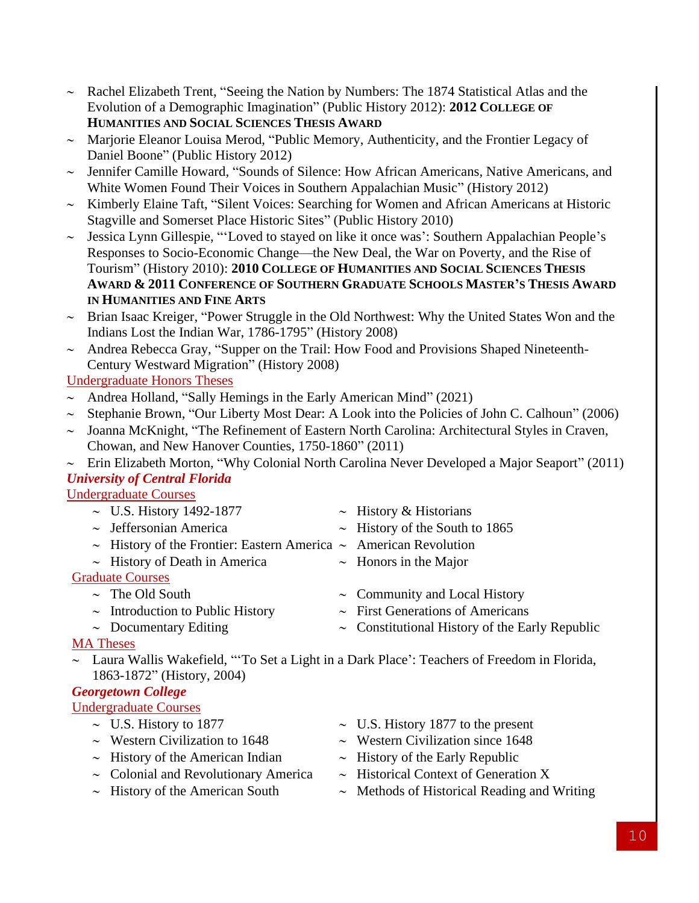- ~ Rachel Elizabeth Trent, "Seeing the Nation by Numbers: The 1874 Statistical Atlas and the Evolution of a Demographic Imagination" (Public History 2012): **2012 College of Humanities and Social Sciences Thesis Award**
- ~ Marjorie Eleanor Louisa Merod, "Public Memory, Authenticity, and the Frontier Legacy of Daniel Boone" (Public History 2012)
- ~ Jennifer Camille Howard, "Sounds of Silence: How African Americans, Native Americans, and White Women Found Their Voices in Southern Appalachian Music" (History 2012)
- ~ Kimberly Elaine Taft, "Silent Voices: Searching for Women and African Americans at Historic Stagville and Somerset Place Historic Sites" (Public History 2010)
- ~ Jessica Lynn Gillespie, "'Loved to stayed on like it once was': Southern Appalachian People's Responses to Socio-Economic Change—the New Deal, the War on Poverty, and the Rise of Tourism" (History 2010): **2010 College of Humanities and Social Sciences Thesis Award & 2011 Conference of Southern Graduate Schools Master's Thesis Award in Humanities and Fine Arts**
- ~ Brian Isaac Kreiger, "Power Struggle in the Old Northwest: Why the United States Won and the Indians Lost the Indian War, 1786-1795" (History 2008)
- ~ Andrea Rebecca Gray, "Supper on the Trail: How Food and Provisions Shaped Nineteenth-Century Westward Migration" (History 2008)

Undergraduate Honors Theses

- ~ Andrea Holland, "Sally Hemings in the Early American Mind" (2021)
- ~ Stephanie Brown, "Our Liberty Most Dear: A Look into the Policies of John C. Calhoun" (2006)
- ~ Joanna McKnight, "The Refinement of Eastern North Carolina: Architectural Styles in Craven, Chowan, and New Hanover Counties, 1750-1860" (2011)
- ~ Erin Elizabeth Morton, "Why Colonial North Carolina Never Developed a Major Seaport" (2011)

***University of Central Florida***

Undergraduate Courses

- ~ U.S. History 1492-1877
- ~ Jeffersonian America
- ~ History of the Frontier: Eastern America
- ~ History of Death in America
- ~ History & Historians
- ~ History of the South to 1865
- ~ American Revolution
- ~ Honors in the Major

Graduate Courses

- ~ The Old South
- ~ Introduction to Public History
- ~ Documentary Editing
- ~ Community and Local History
- ~ First Generations of Americans
- ~ Constitutional History of the Early Republic

MA Theses

- ~ Laura Wallis Wakefield, "'To Set a Light in a Dark Place': Teachers of Freedom in Florida, 1863-1872" (History, 2004)

***Georgetown College***

Undergraduate Courses

- ~ U.S. History to 1877
- ~ Western Civilization to 1648
- ~ History of the American Indian
- ~ Colonial and Revolutionary America
- ~ History of the American South
- ~ U.S. History 1877 to the present
- ~ Western Civilization since 1648
- ~ History of the Early Republic
- ~ Historical Context of Generation X
- ~ Methods of Historical Reading and Writing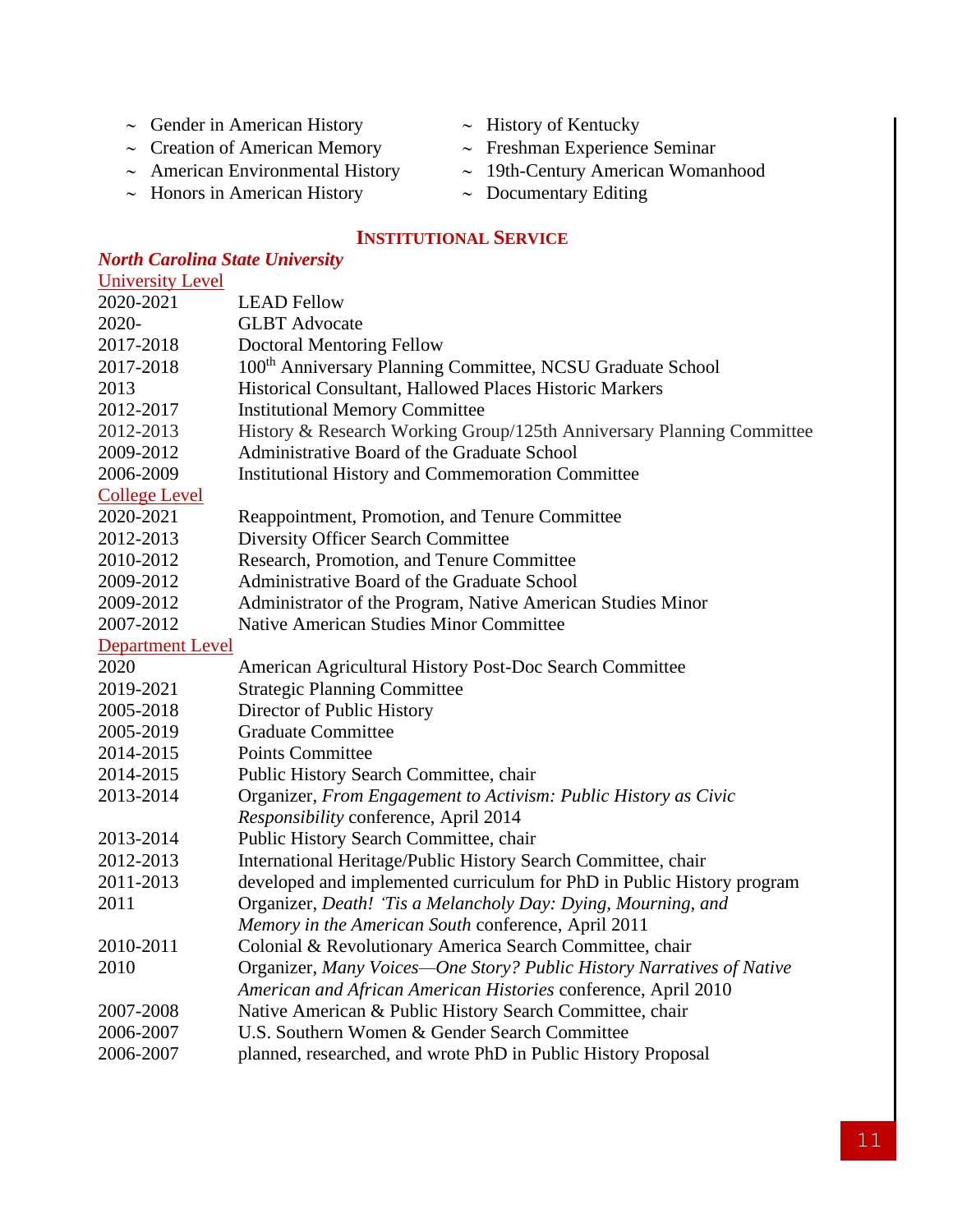- ~ Gender in American History
- ~ Creation of American Memory
- ~ American Environmental History
- ~ Honors in American History
- ~ History of Kentucky
- ~ Freshman Experience Seminar
- ~ 19th-Century American Womanhood
- ~ Documentary Editing

## INSTITUTIONAL SERVICE

### *North Carolina State University*

University Level

| | |
|---|---|
| 2020-2021 | LEAD Fellow |
| 2020- | GLBT Advocate |
| 2017-2018 | Doctoral Mentoring Fellow |
| 2017-2018 | 100th Anniversary Planning Committee, NCSU Graduate School |
| 2013 | Historical Consultant, Hallowed Places Historic Markers |
| 2012-2017 | Institutional Memory Committee |
| 2012-2013 | History & Research Working Group/125th Anniversary Planning Committee |
| 2009-2012 | Administrative Board of the Graduate School |
| 2006-2009 | Institutional History and Commemoration Committee |

College Level

| | |
|---|---|
| 2020-2021 | Reappointment, Promotion, and Tenure Committee |
| 2012-2013 | Diversity Officer Search Committee |
| 2010-2012 | Research, Promotion, and Tenure Committee |
| 2009-2012 | Administrative Board of the Graduate School |
| 2009-2012 | Administrator of the Program, Native American Studies Minor |
| 2007-2012 | Native American Studies Minor Committee |

Department Level

| | |
|---|---|
| 2020 | American Agricultural History Post-Doc Search Committee |
| 2019-2021 | Strategic Planning Committee |
| 2005-2018 | Director of Public History |
| 2005-2019 | Graduate Committee |
| 2014-2015 | Points Committee |
| 2014-2015 | Public History Search Committee, chair |
| 2013-2014 | Organizer, *From Engagement to Activism: Public History as Civic Responsibility* conference, April 2014 |
| 2013-2014 | Public History Search Committee, chair |
| 2012-2013 | International Heritage/Public History Search Committee, chair |
| 2011-2013 | developed and implemented curriculum for PhD in Public History program |
| 2011 | Organizer, *Death! 'Tis a Melancholy Day: Dying, Mourning, and Memory in the American South* conference, April 2011 |
| 2010-2011 | Colonial & Revolutionary America Search Committee, chair |
| 2010 | Organizer, *Many Voices—One Story? Public History Narratives of Native American and African American Histories* conference, April 2010 |
| 2007-2008 | Native American & Public History Search Committee, chair |
| 2006-2007 | U.S. Southern Women & Gender Search Committee |
| 2006-2007 | planned, researched, and wrote PhD in Public History Proposal |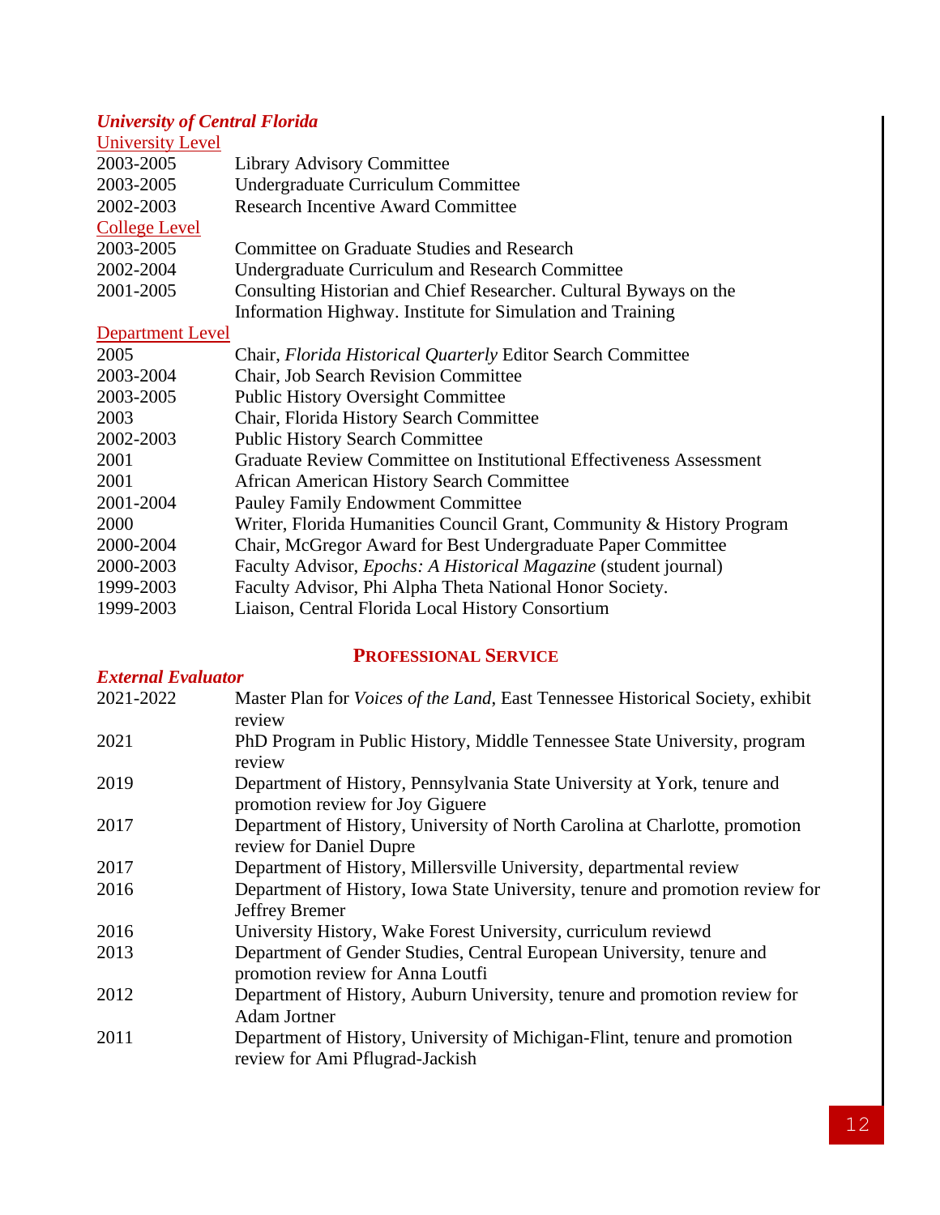***University of Central Florida***

University Level

| | |
|---|---|
| 2003-2005 | Library Advisory Committee |
| 2003-2005 | Undergraduate Curriculum Committee |
| 2002-2003 | Research Incentive Award Committee |

College Level

| | |
|---|---|
| 2003-2005 | Committee on Graduate Studies and Research |
| 2002-2004 | Undergraduate Curriculum and Research Committee |
| 2001-2005 | Consulting Historian and Chief Researcher. Cultural Byways on the Information Highway. Institute for Simulation and Training |

Department Level

| | |
|---|---|
| 2005 | Chair, *Florida Historical Quarterly* Editor Search Committee |
| 2003-2004 | Chair, Job Search Revision Committee |
| 2003-2005 | Public History Oversight Committee |
| 2003 | Chair, Florida History Search Committee |
| 2002-2003 | Public History Search Committee |
| 2001 | Graduate Review Committee on Institutional Effectiveness Assessment |
| 2001 | African American History Search Committee |
| 2001-2004 | Pauley Family Endowment Committee |
| 2000 | Writer, Florida Humanities Council Grant, Community & History Program |
| 2000-2004 | Chair, McGregor Award for Best Undergraduate Paper Committee |
| 2000-2003 | Faculty Advisor, *Epochs: A Historical Magazine* (student journal) |
| 1999-2003 | Faculty Advisor, Phi Alpha Theta National Honor Society. |
| 1999-2003 | Liaison, Central Florida Local History Consortium |

## PROFESSIONAL SERVICE

***External Evaluator***

| | |
|---|---|
| 2021-2022 | Master Plan for *Voices of the Land*, East Tennessee Historical Society, exhibit review |
| 2021 | PhD Program in Public History, Middle Tennessee State University, program review |
| 2019 | Department of History, Pennsylvania State University at York, tenure and promotion review for Joy Giguere |
| 2017 | Department of History, University of North Carolina at Charlotte, promotion review for Daniel Dupre |
| 2017 | Department of History, Millersville University, departmental review |
| 2016 | Department of History, Iowa State University, tenure and promotion review for Jeffrey Bremer |
| 2016 | University History, Wake Forest University, curriculum reviewd |
| 2013 | Department of Gender Studies, Central European University, tenure and promotion review for Anna Loutfi |
| 2012 | Department of History, Auburn University, tenure and promotion review for Adam Jortner |
| 2011 | Department of History, University of Michigan-Flint, tenure and promotion review for Ami Pflugrad-Jackish |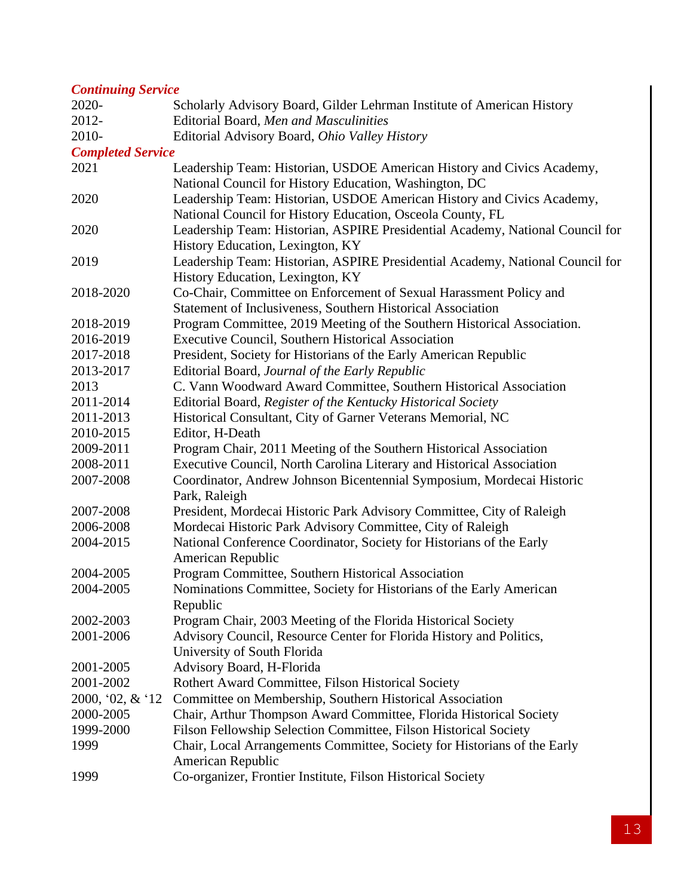***Continuing Service***

| | |
|---|---|
| 2020- | Scholarly Advisory Board, Gilder Lehrman Institute of American History |
| 2012- | Editorial Board, *Men and Masculinities* |
| 2010- | Editorial Advisory Board, *Ohio Valley History* |

***Completed Service***

| | |
|---|---|
| 2021 | Leadership Team: Historian, USDOE American History and Civics Academy, National Council for History Education, Washington, DC |
| 2020 | Leadership Team: Historian, USDOE American History and Civics Academy, National Council for History Education, Osceola County, FL |
| 2020 | Leadership Team: Historian, ASPIRE Presidential Academy, National Council for History Education, Lexington, KY |
| 2019 | Leadership Team: Historian, ASPIRE Presidential Academy, National Council for History Education, Lexington, KY |
| 2018-2020 | Co-Chair, Committee on Enforcement of Sexual Harassment Policy and Statement of Inclusiveness, Southern Historical Association |
| 2018-2019 | Program Committee, 2019 Meeting of the Southern Historical Association. |
| 2016-2019 | Executive Council, Southern Historical Association |
| 2017-2018 | President, Society for Historians of the Early American Republic |
| 2013-2017 | Editorial Board, *Journal of the Early Republic* |
| 2013 | C. Vann Woodward Award Committee, Southern Historical Association |
| 2011-2014 | Editorial Board, *Register of the Kentucky Historical Society* |
| 2011-2013 | Historical Consultant, City of Garner Veterans Memorial, NC |
| 2010-2015 | Editor, H-Death |
| 2009-2011 | Program Chair, 2011 Meeting of the Southern Historical Association |
| 2008-2011 | Executive Council, North Carolina Literary and Historical Association |
| 2007-2008 | Coordinator, Andrew Johnson Bicentennial Symposium, Mordecai Historic Park, Raleigh |
| 2007-2008 | President, Mordecai Historic Park Advisory Committee, City of Raleigh |
| 2006-2008 | Mordecai Historic Park Advisory Committee, City of Raleigh |
| 2004-2015 | National Conference Coordinator, Society for Historians of the Early American Republic |
| 2004-2005 | Program Committee, Southern Historical Association |
| 2004-2005 | Nominations Committee, Society for Historians of the Early American Republic |
| 2002-2003 | Program Chair, 2003 Meeting of the Florida Historical Society |
| 2001-2006 | Advisory Council, Resource Center for Florida History and Politics, University of South Florida |
| 2001-2005 | Advisory Board, H-Florida |
| 2001-2002 | Rothert Award Committee, Filson Historical Society |
| 2000, '02, & '12 | Committee on Membership, Southern Historical Association |
| 2000-2005 | Chair, Arthur Thompson Award Committee, Florida Historical Society |
| 1999-2000 | Filson Fellowship Selection Committee, Filson Historical Society |
| 1999 | Chair, Local Arrangements Committee, Society for Historians of the Early American Republic |
| 1999 | Co-organizer, Frontier Institute, Filson Historical Society |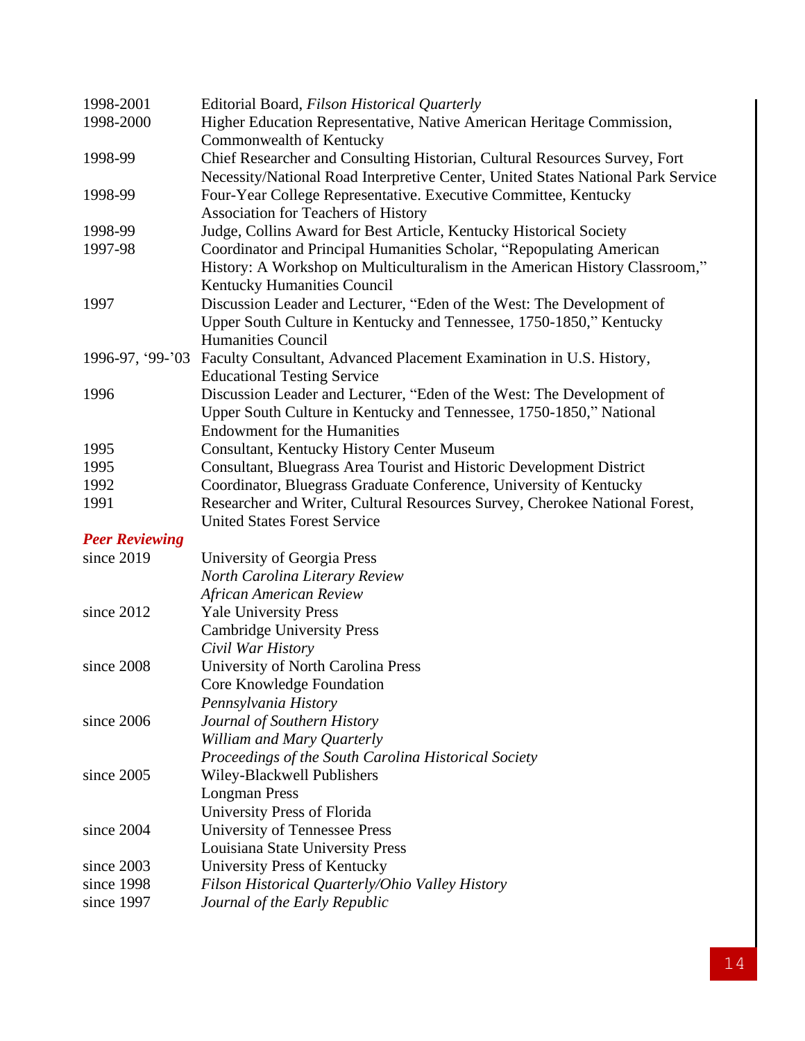| | |
|---|---|
| 1998-2001 | Editorial Board, *Filson Historical Quarterly* |
| 1998-2000 | Higher Education Representative, Native American Heritage Commission, Commonwealth of Kentucky |
| 1998-99 | Chief Researcher and Consulting Historian, Cultural Resources Survey, Fort Necessity/National Road Interpretive Center, United States National Park Service |
| 1998-99 | Four-Year College Representative. Executive Committee, Kentucky Association for Teachers of History |
| 1998-99 | Judge, Collins Award for Best Article, Kentucky Historical Society |
| 1997-98 | Coordinator and Principal Humanities Scholar, "Repopulating American History: A Workshop on Multiculturalism in the American History Classroom," Kentucky Humanities Council |
| 1997 | Discussion Leader and Lecturer, "Eden of the West: The Development of Upper South Culture in Kentucky and Tennessee, 1750-1850," Kentucky Humanities Council |
| 1996-97, '99-'03 | Faculty Consultant, Advanced Placement Examination in U.S. History, Educational Testing Service |
| 1996 | Discussion Leader and Lecturer, "Eden of the West: The Development of Upper South Culture in Kentucky and Tennessee, 1750-1850," National Endowment for the Humanities |
| 1995 | Consultant, Kentucky History Center Museum |
| 1995 | Consultant, Bluegrass Area Tourist and Historic Development District |
| 1992 | Coordinator, Bluegrass Graduate Conference, University of Kentucky |
| 1991 | Researcher and Writer, Cultural Resources Survey, Cherokee National Forest, United States Forest Service |

### *Peer Reviewing*

| | |
|---|---|
| since 2019 | University of Georgia Press |
| | *North Carolina Literary Review* |
| | *African American Review* |
| since 2012 | Yale University Press |
| | Cambridge University Press |
| | *Civil War History* |
| since 2008 | University of North Carolina Press |
| | Core Knowledge Foundation |
| | *Pennsylvania History* |
| since 2006 | *Journal of Southern History* |
| | *William and Mary Quarterly* |
| | *Proceedings of the South Carolina Historical Society* |
| since 2005 | Wiley-Blackwell Publishers |
| | Longman Press |
| | University Press of Florida |
| since 2004 | University of Tennessee Press |
| | Louisiana State University Press |
| since 2003 | University Press of Kentucky |
| since 1998 | *Filson Historical Quarterly/Ohio Valley History* |
| since 1997 | *Journal of the Early Republic* |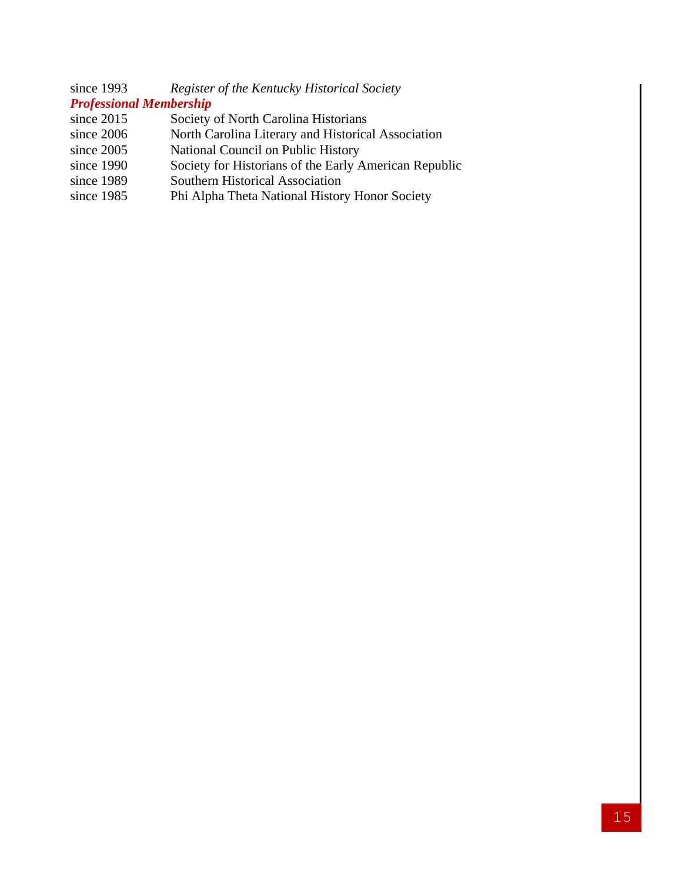since 1993 *Register of the Kentucky Historical Society*

***Professional Membership***

since 2015 Society of North Carolina Historians
since 2006 North Carolina Literary and Historical Association
since 2005 National Council on Public History
since 1990 Society for Historians of the Early American Republic
since 1989 Southern Historical Association
since 1985 Phi Alpha Theta National History Honor Society